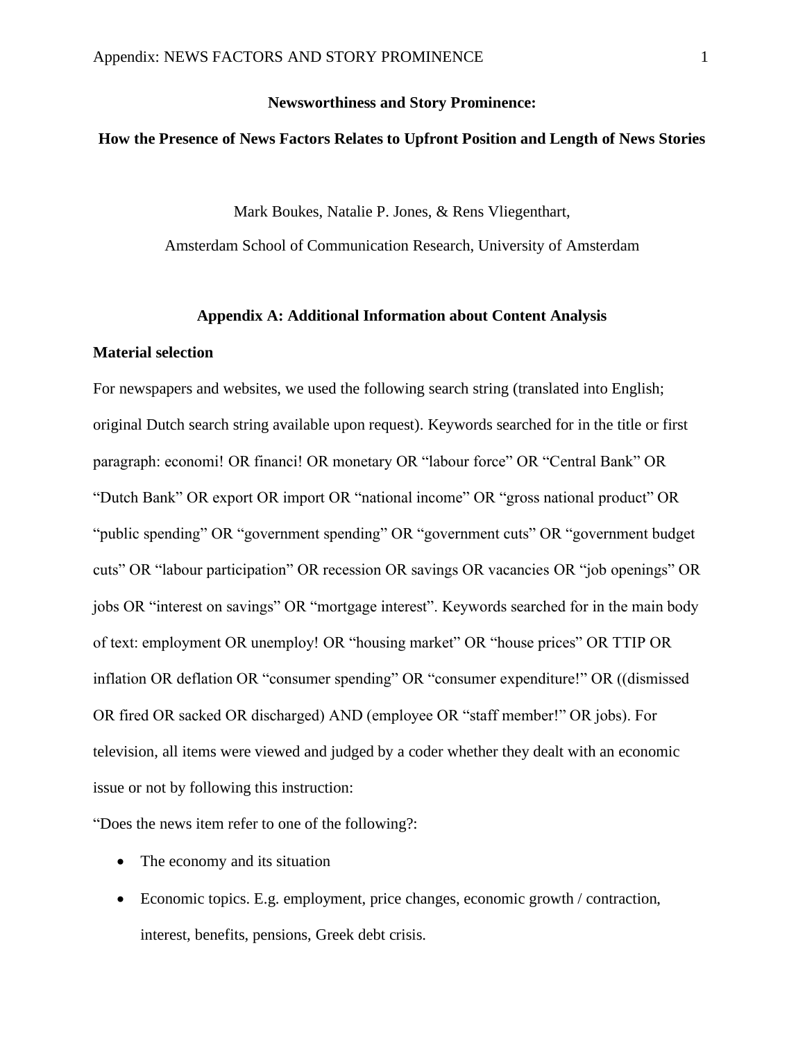# Newsworthiness and Story Prominence:

## How the Presence of News Factors Relates to Upfront Position and Length of News Stories

Mark Boukes, Natalie P. Jones, & Rens Vliegenthart,

Amsterdam School of Communication Research, University of Amsterdam

## Appendix A: Additional Information about Content Analysis

### Material selection

For newspapers and websites, we used the following search string (translated into English; original Dutch search string available upon request). Keywords searched for in the title or first paragraph: economi! OR financi! OR monetary OR "labour force" OR "Central Bank" OR "Dutch Bank" OR export OR import OR "national income" OR "gross national product" OR "public spending" OR "government spending" OR "government cuts" OR "government budget cuts" OR "labour participation" OR recession OR savings OR vacancies OR "job openings" OR jobs OR "interest on savings" OR "mortgage interest". Keywords searched for in the main body of text: employment OR unemploy! OR "housing market" OR "house prices" OR TTIP OR inflation OR deflation OR "consumer spending" OR "consumer expenditure!" OR ((dismissed OR fired OR sacked OR discharged) AND (employee OR "staff member!" OR jobs). For television, all items were viewed and judged by a coder whether they dealt with an economic issue or not by following this instruction:

"Does the news item refer to one of the following?:

- The economy and its situation
- Economic topics. E.g. employment, price changes, economic growth / contraction, interest, benefits, pensions, Greek debt crisis.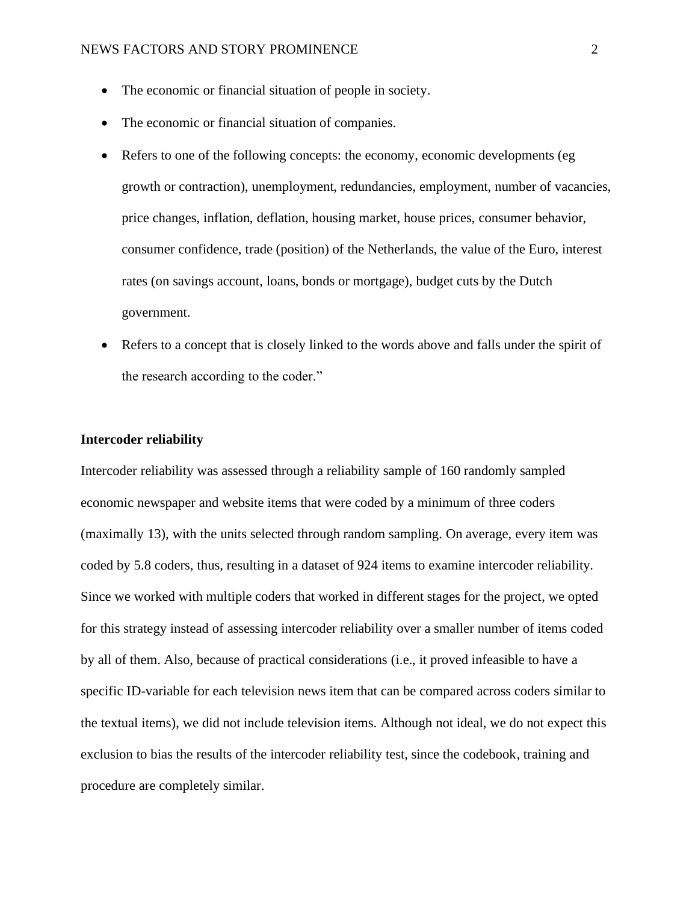- The economic or financial situation of people in society.
- The economic or financial situation of companies.
- Refers to one of the following concepts: the economy, economic developments (eg growth or contraction), unemployment, redundancies, employment, number of vacancies, price changes, inflation, deflation, housing market, house prices, consumer behavior, consumer confidence, trade (position) of the Netherlands, the value of the Euro, interest rates (on savings account, loans, bonds or mortgage), budget cuts by the Dutch government.
- Refers to a concept that is closely linked to the words above and falls under the spirit of the research according to the coder."

**Intercoder reliability**

Intercoder reliability was assessed through a reliability sample of 160 randomly sampled economic newspaper and website items that were coded by a minimum of three coders (maximally 13), with the units selected through random sampling. On average, every item was coded by 5.8 coders, thus, resulting in a dataset of 924 items to examine intercoder reliability. Since we worked with multiple coders that worked in different stages for the project, we opted for this strategy instead of assessing intercoder reliability over a smaller number of items coded by all of them. Also, because of practical considerations (i.e., it proved infeasible to have a specific ID-variable for each television news item that can be compared across coders similar to the textual items), we did not include television items. Although not ideal, we do not expect this exclusion to bias the results of the intercoder reliability test, since the codebook, training and procedure are completely similar.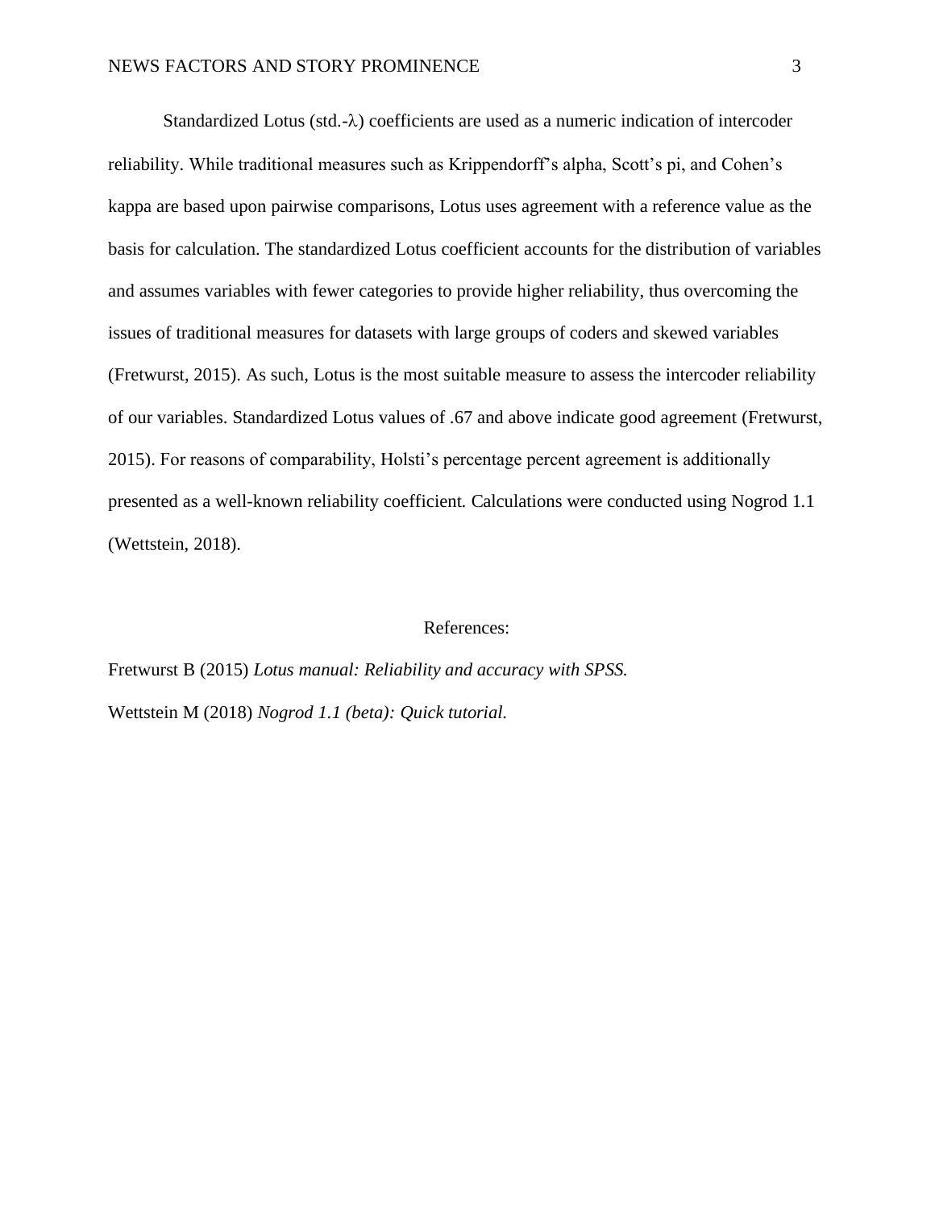Standardized Lotus (std.-$\lambda$) coefficients are used as a numeric indication of intercoder reliability. While traditional measures such as Krippendorff's alpha, Scott's pi, and Cohen's kappa are based upon pairwise comparisons, Lotus uses agreement with a reference value as the basis for calculation. The standardized Lotus coefficient accounts for the distribution of variables and assumes variables with fewer categories to provide higher reliability, thus overcoming the issues of traditional measures for datasets with large groups of coders and skewed variables (Fretwurst, 2015). As such, Lotus is the most suitable measure to assess the intercoder reliability of our variables. Standardized Lotus values of .67 and above indicate good agreement (Fretwurst, 2015). For reasons of comparability, Holsti's percentage percent agreement is additionally presented as a well-known reliability coefficient. Calculations were conducted using Nogrod 1.1 (Wettstein, 2018).

## References:

Fretwurst B (2015) *Lotus manual: Reliability and accuracy with SPSS.*

Wettstein M (2018) *Nogrod 1.1 (beta): Quick tutorial.*